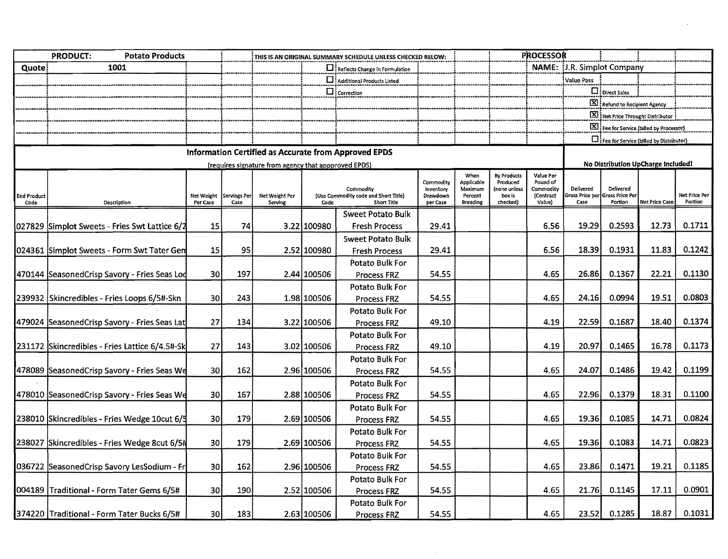| PRODUCT: | Potato Products | THIS IS AN ORIGINAL SUMMARY SCHEDULE UNLESS CHECKED BELOW: | PROCESSOR |
|---|---|---|---|
| Quote | 1001 | ☐ Reflects Change in Formulation | NAME: J.R. Simplot Company |
| | | ☐ Additional Products Listed | Value Pass |
| | | ☐ Correction | ☐ Direct Sales |
| | | | ☒ Refund to Recipient Agency |
| | | | ☒ Net Price Throught Distributor |
| | | | ☒ Fee for Service (billed by Processor) |
| | | | ☐ Fee for Service (billed by Distributor) |

**Information Certified as Accurate from Approved EPDS**

(requires signature from agency that appproved EPDS)

**No Distribution UpCharge Included!**

| End Product Code | Description | Net Weight Per Case | Servings Per Case | Net Weight Per Serving | Commodity (Use Commodity code and Short Title) Code | Short Title | Commodity Inventory Drawdown per Case | When Applicable Maximum Percent Breading | By Products Produced (none unless box is checked) | Value Per Pound of Commodity (Contract Value) | Delivered Gross Price per Case | Delivered Gross Price Per Portion | Net Price Case | Net Price Per Portion |
|---|---|---|---|---|---|---|---|---|---|---|---|---|---|---|
| 027829 | Simplot Sweets - Fries Swt Lattice 6/2 | 15 | 74 | 3.22 | 100980 | Sweet Potato Bulk Fresh Process | 29.41 | | | 6.56 | 19.29 | 0.2593 | 12.73 | 0.1711 |
| 024361 | Simplot Sweets - Form Swt Tater Gen | 15 | 95 | 2.52 | 100980 | Sweet Potato Bulk Fresh Process | 29.41 | | | 6.56 | 18.39 | 0.1931 | 11.83 | 0.1242 |
| 470144 | SeasonedCrisp Savory - Fries Seas Loc | 30 | 197 | 2.44 | 100506 | Potato Bulk For Process FRZ | 54.55 | | | 4.65 | 26.86 | 0.1367 | 22.21 | 0.1130 |
| 239932 | Skincredibles - Fries Loops 6/5#-Skn | 30 | 243 | 1.98 | 100506 | Potato Bulk For Process FRZ | 54.55 | | | 4.65 | 24.16 | 0.0994 | 19.51 | 0.0803 |
| 479024 | SeasonedCrisp Savory - Fries Seas Lat | 27 | 134 | 3.22 | 100506 | Potato Bulk For Process FRZ | 49.10 | | | 4.19 | 22.59 | 0.1687 | 18.40 | 0.1374 |
| 231172 | Skincredibles - Fries Lattice 6/4.5#-Sk | 27 | 143 | 3.02 | 100506 | Potato Bulk For Process FRZ | 49.10 | | | 4.19 | 20.97 | 0.1465 | 16.78 | 0.1173 |
| 478089 | SeasonedCrisp Savory - Fries Seas We | 30 | 162 | 2.96 | 100506 | Potato Bulk For Process FRZ | 54.55 | | | 4.65 | 24.07 | 0.1486 | 19.42 | 0.1199 |
| 478010 | SeasonedCrisp Savory - Fries Seas We | 30 | 167 | 2.88 | 100506 | Potato Bulk For Process FRZ | 54.55 | | | 4.65 | 22.96 | 0.1379 | 18.31 | 0.1100 |
| 238010 | Skincredibles - Fries Wedge 10cut 6/5 | 30 | 179 | 2.69 | 100506 | Potato Bulk For Process FRZ | 54.55 | | | 4.65 | 19.36 | 0.1085 | 14.71 | 0.0824 |
| 238027 | Skincredibles - Fries Wedge 8cut 6/5# | 30 | 179 | 2.69 | 100506 | Potato Bulk For Process FRZ | 54.55 | | | 4.65 | 19.36 | 0.1083 | 14.71 | 0.0823 |
| 036722 | SeasonedCrisp Savory LesSodium - Fr | 30 | 162 | 2.96 | 100506 | Potato Bulk For Process FRZ | 54.55 | | | 4.65 | 23.86 | 0.1471 | 19.21 | 0.1185 |
| 004189 | Traditional - Form Tater Gems 6/5# | 30 | 190 | 2.52 | 100506 | Potato Bulk For Process FRZ | 54.55 | | | 4.65 | 21.76 | 0.1145 | 17.11 | 0.0901 |
| 374220 | Traditional - Form Tater Bucks 6/5# | 30 | 183 | 2.63 | 100506 | Potato Bulk For Process FRZ | 54.55 | | | 4.65 | 23.52 | 0.1285 | 18.87 | 0.1031 |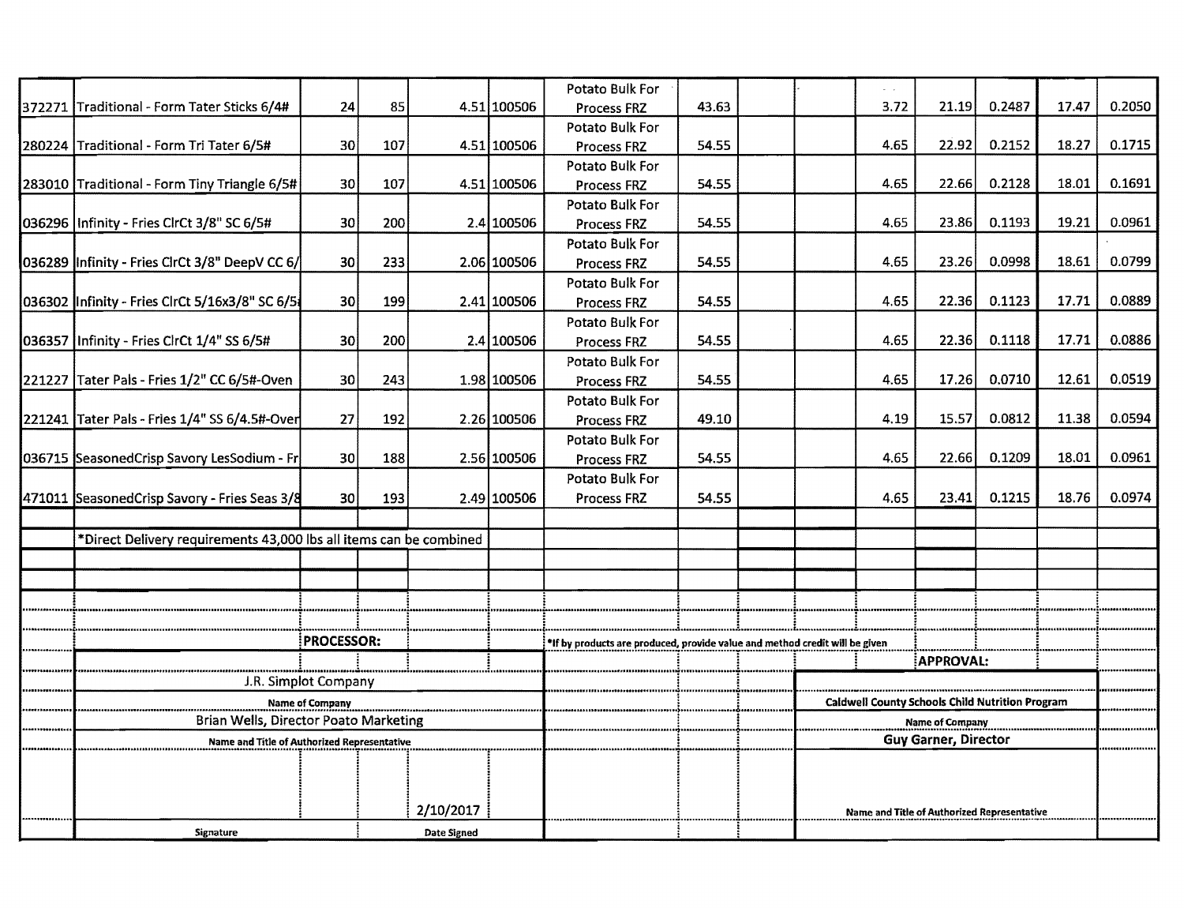| | | | | | | | | | | | | | | | |
|---|---|---|---|---|---|---|---|---|---|---|---|---|---|---|---|
| 372271 | Traditional - Form Tater Sticks 6/4# | 24 | 85 | 4.51 | 100506 | Potato Bulk For Process FRZ | 43.63 | | | 3.72 | 21.19 | 0.2487 | 17.47 | 0.2050 |
| 280224 | Traditional - Form Tri Tater 6/5# | 30 | 107 | 4.51 | 100506 | Potato Bulk For Process FRZ | 54.55 | | | 4.65 | 22.92 | 0.2152 | 18.27 | 0.1715 |
| 283010 | Traditional - Form Tiny Triangle 6/5# | 30 | 107 | 4.51 | 100506 | Potato Bulk For Process FRZ | 54.55 | | | 4.65 | 22.66 | 0.2128 | 18.01 | 0.1691 |
| 036296 | Infinity - Fries ClrCt 3/8" SC 6/5# | 30 | 200 | 2.4 | 100506 | Potato Bulk For Process FRZ | 54.55 | | | 4.65 | 23.86 | 0.1193 | 19.21 | 0.0961 |
| 036289 | Infinity - Fries ClrCt 3/8" DeepV CC 6/ | 30 | 233 | 2.06 | 100506 | Potato Bulk For Process FRZ | 54.55 | | | 4.65 | 23.26 | 0.0998 | 18.61 | 0.0799 |
| 036302 | Infinity - Fries ClrCt 5/16x3/8" SC 6/5 | 30 | 199 | 2.41 | 100506 | Potato Bulk For Process FRZ | 54.55 | | | 4.65 | 22.36 | 0.1123 | 17.71 | 0.0889 |
| 036357 | Infinity - Fries ClrCt 1/4" SS 6/5# | 30 | 200 | 2.4 | 100506 | Potato Bulk For Process FRZ | 54.55 | | | 4.65 | 22.36 | 0.1118 | 17.71 | 0.0886 |
| 221227 | Tater Pals - Fries 1/2" CC 6/5#-Oven | 30 | 243 | 1.98 | 100506 | Potato Bulk For Process FRZ | 54.55 | | | 4.65 | 17.26 | 0.0710 | 12.61 | 0.0519 |
| 221241 | Tater Pals - Fries 1/4" SS 6/4.5#-Over | 27 | 192 | 2.26 | 100506 | Potato Bulk For Process FRZ | 49.10 | | | 4.19 | 15.57 | 0.0812 | 11.38 | 0.0594 |
| 036715 | SeasonedCrisp Savory LesSodium - Fr | 30 | 188 | 2.56 | 100506 | Potato Bulk For Process FRZ | 54.55 | | | 4.65 | 22.66 | 0.1209 | 18.01 | 0.0961 |
| 471011 | SeasonedCrisp Savory - Fries Seas 3/8 | 30 | 193 | 2.49 | 100506 | Potato Bulk For Process FRZ | 54.55 | | | 4.65 | 23.41 | 0.1215 | 18.76 | 0.0974 |

*Direct Delivery requirements 43,000 lbs all items can be combined

*If by products are produced, provide value and method credit will be given

**PROCESSOR:**

J.R. Simplot Company
Name of Company

Brian Wells, Director Poato Marketing
Name and Title of Authorized Representative

Signature — Date Signed: 2/10/2017

**APPROVAL:**

Caldwell County Schools Child Nutrition Program
Name of Company

Guy Garner, Director

Name and Title of Authorized Representative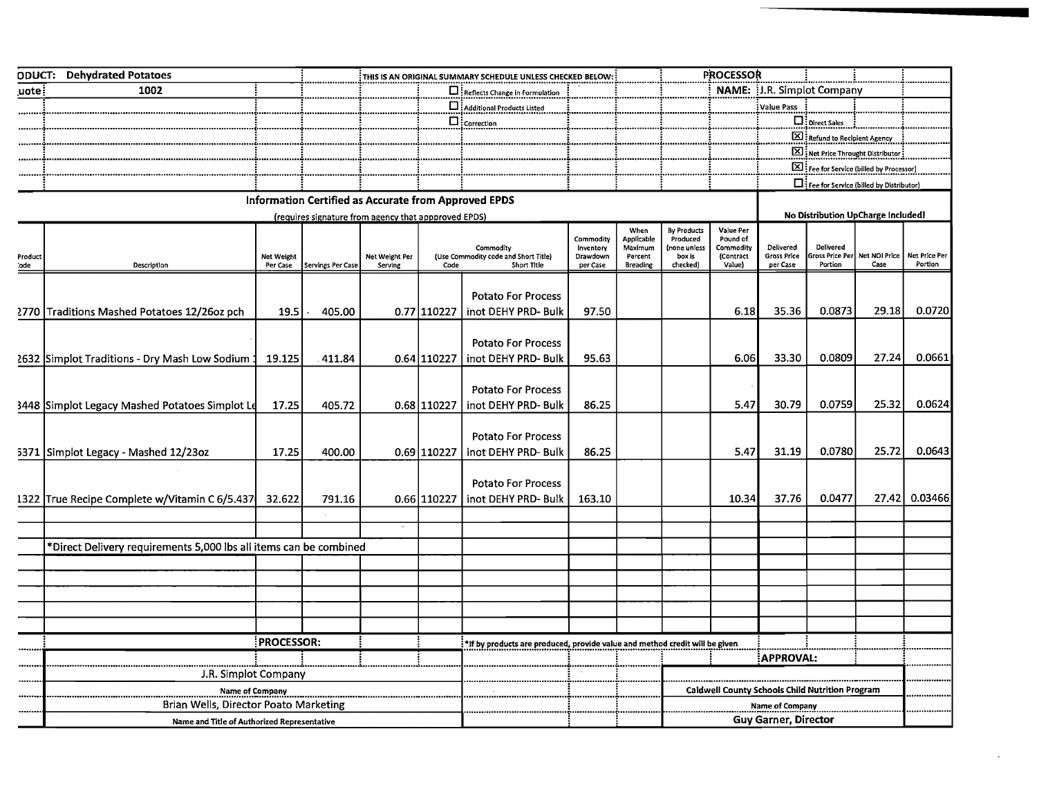| ODUCT: Dehydrated Potatoes | | | | THIS IS AN ORIGINAL SUMMARY SCHEDULE UNLESS CHECKED BELOW: | | | PROCESSOR | |
|---|---|---|---|---|---|---|---|---|
| uote | 1002 | | | ☐ Reflects Change in Formulation | | | NAME: J.R. Simplot Company | |
| | | | | ☐ Additional Products Listed | | | Value Pass | |
| | | | | ☐ Correction | | | ☐ Direct Sales | |
| | | | | | | | ☒ Refund to Recipient Agency | |
| | | | | | | | ☒ Net Price Throught Distributor | |
| | | | | | | | ☒ Fee for Service (billed by Processor) | |
| | | | | | | | ☐ Fee for Service (billed by Distributor) | |

**Information Certified as Accurate from Approved EPDS**

(requires signature from agency that approved EPDS)

**No Distribution UpCharge Included!**

| Product Code | Description | Net Weight Per Case | Servings Per Case | Net Weight Per Serving | Commodity (Use Commodity code and Short Title) Code | Short Title | Commodity Inventory Drawdown per Case | When Applicable Maximum Percent Breading | By Products Produced (none unless box is checked) | Value Per Pound of Commodity (Contract Value) | Delivered Gross Price per Case | Delivered Gross Price Per Portion | Net NOI Price Case | Net Price Per Portion |
|---|---|---|---|---|---|---|---|---|---|---|---|---|---|---|
| 2770 | Traditions Mashed Potatoes 12/26oz pch | 19.5 | 405.00 | 0.77 | 110227 | Potato For Process inot DEHY PRD- Bulk | 97.50 | | | 6.18 | 35.36 | 0.0873 | 29.18 | 0.0720 |
| 2632 | Simplot Traditions - Dry Mash Low Sodium | 19.125 | 411.84 | 0.64 | 110227 | Potato For Process inot DEHY PRD- Bulk | 95.63 | | | 6.06 | 33.30 | 0.0809 | 27.24 | 0.0661 |
| 3448 | Simplot Legacy Mashed Potatoes Simplot Le | 17.25 | 405.72 | 0.68 | 110227 | Potato For Process inot DEHY PRD- Bulk | 86.25 | | | 5.47 | 30.79 | 0.0759 | 25.32 | 0.0624 |
| 5371 | Simplot Legacy - Mashed 12/23oz | 17.25 | 400.00 | 0.69 | 110227 | Potato For Process inot DEHY PRD- Bulk | 86.25 | | | 5.47 | 31.19 | 0.0780 | 25.72 | 0.0643 |
| 1322 | True Recipe Complete w/Vitamin C 6/5.437 | 32.622 | 791.16 | 0.66 | 110227 | Potato For Process inot DEHY PRD- Bulk | 163.10 | | | 10.34 | 37.76 | 0.0477 | 27.42 | 0.03466 |

*Direct Delivery requirements 5,000 lbs all items can be combined

*If by products are produced, provide value and method credit will be given

**PROCESSOR:**

J.R. Simplot Company

Name of Company

Brian Wells, Director Poato Marketing

Name and Title of Authorized Representative

**APPROVAL:**

Caldwell County Schools Child Nutrition Program

Name of Company

Guy Garner, Director